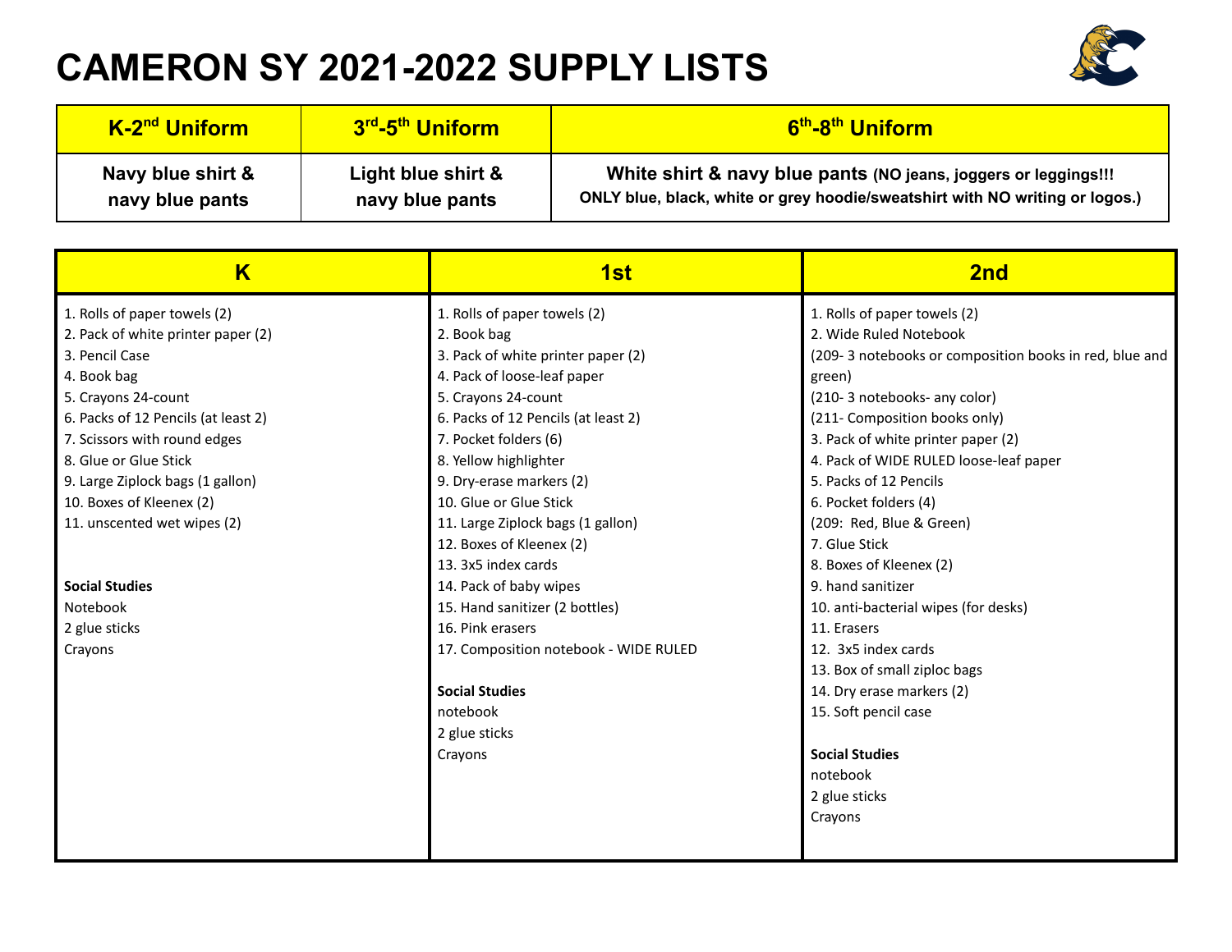# CAMERON SY 2021-2022 SUPPLY LISTS

| K-2nd Uniform | 3rd-5th Uniform | 6th-8th Uniform |
|---|---|---|
| Navy blue shirt & navy blue pants | Light blue shirt & navy blue pants | White shirt & navy blue pants (NO jeans, joggers or leggings!!! ONLY blue, black, white or grey hoodie/sweatshirt with NO writing or logos.) |

| K | 1st | 2nd |
|---|---|---|
| 1. Rolls of paper towels (2)<br>2. Pack of white printer paper (2)<br>3. Pencil Case<br>4. Book bag<br>5. Crayons 24-count<br>6. Packs of 12 Pencils (at least 2)<br>7. Scissors with round edges<br>8. Glue or Glue Stick<br>9. Large Ziplock bags (1 gallon)<br>10. Boxes of Kleenex (2)<br>11. unscented wet wipes (2)<br><br>**Social Studies**<br>Notebook<br>2 glue sticks<br>Crayons | 1. Rolls of paper towels (2)<br>2. Book bag<br>3. Pack of white printer paper (2)<br>4. Pack of loose-leaf paper<br>5. Crayons 24-count<br>6. Packs of 12 Pencils (at least 2)<br>7. Pocket folders (6)<br>8. Yellow highlighter<br>9. Dry-erase markers (2)<br>10. Glue or Glue Stick<br>11. Large Ziplock bags (1 gallon)<br>12. Boxes of Kleenex (2)<br>13. 3x5 index cards<br>14. Pack of baby wipes<br>15. Hand sanitizer (2 bottles)<br>16. Pink erasers<br>17. Composition notebook - WIDE RULED<br><br>**Social Studies**<br>notebook<br>2 glue sticks<br>Crayons | 1. Rolls of paper towels (2)<br>2. Wide Ruled Notebook<br>(209- 3 notebooks or composition books in red, blue and green)<br>(210- 3 notebooks- any color)<br>(211- Composition books only)<br>3. Pack of white printer paper (2)<br>4. Pack of WIDE RULED loose-leaf paper<br>5. Packs of 12 Pencils<br>6. Pocket folders (4)<br>(209: Red, Blue & Green)<br>7. Glue Stick<br>8. Boxes of Kleenex (2)<br>9. hand sanitizer<br>10. anti-bacterial wipes (for desks)<br>11. Erasers<br>12. 3x5 index cards<br>13. Box of small ziploc bags<br>14. Dry erase markers (2)<br>15. Soft pencil case<br><br>**Social Studies**<br>notebook<br>2 glue sticks<br>Crayons |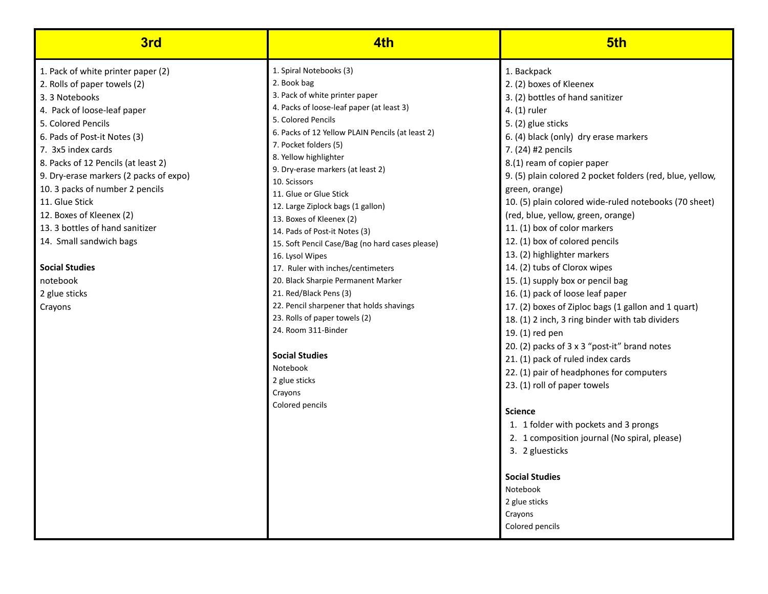| 3rd | 4th | 5th |
|---|---|---|
| 1. Pack of white printer paper (2)<br>2. Rolls of paper towels (2)<br>3. 3 Notebooks<br>4. Pack of loose-leaf paper<br>5. Colored Pencils<br>6. Pads of Post-it Notes (3)<br>7. 3x5 index cards<br>8. Packs of 12 Pencils (at least 2)<br>9. Dry-erase markers (2 packs of expo)<br>10. 3 packs of number 2 pencils<br>11. Glue Stick<br>12. Boxes of Kleenex (2)<br>13. 3 bottles of hand sanitizer<br>14. Small sandwich bags<br><br>**Social Studies**<br>notebook<br>2 glue sticks<br>Crayons | 1. Spiral Notebooks (3)<br>2. Book bag<br>3. Pack of white printer paper<br>4. Packs of loose-leaf paper (at least 3)<br>5. Colored Pencils<br>6. Packs of 12 Yellow PLAIN Pencils (at least 2)<br>7. Pocket folders (5)<br>8. Yellow highlighter<br>9. Dry-erase markers (at least 2)<br>10. Scissors<br>11. Glue or Glue Stick<br>12. Large Ziplock bags (1 gallon)<br>13. Boxes of Kleenex (2)<br>14. Pads of Post-it Notes (3)<br>15. Soft Pencil Case/Bag (no hard cases please)<br>16. Lysol Wipes<br>17. Ruler with inches/centimeters<br>20. Black Sharpie Permanent Marker<br>21. Red/Black Pens (3)<br>22. Pencil sharpener that holds shavings<br>23. Rolls of paper towels (2)<br>24. Room 311-Binder<br><br>**Social Studies**<br>Notebook<br>2 glue sticks<br>Crayons<br>Colored pencils | 1. Backpack<br>2. (2) boxes of Kleenex<br>3. (2) bottles of hand sanitizer<br>4. (1) ruler<br>5. (2) glue sticks<br>6. (4) black (only) dry erase markers<br>7. (24) #2 pencils<br>8.(1) ream of copier paper<br>9. (5) plain colored 2 pocket folders (red, blue, yellow, green, orange)<br>10. (5) plain colored wide-ruled notebooks (70 sheet) (red, blue, yellow, green, orange)<br>11. (1) box of color markers<br>12. (1) box of colored pencils<br>13. (2) highlighter markers<br>14. (2) tubs of Clorox wipes<br>15. (1) supply box or pencil bag<br>16. (1) pack of loose leaf paper<br>17. (2) boxes of Ziploc bags (1 gallon and 1 quart)<br>18. (1) 2 inch, 3 ring binder with tab dividers<br>19. (1) red pen<br>20. (2) packs of 3 x 3 "post-it" brand notes<br>21. (1) pack of ruled index cards<br>22. (1) pair of headphones for computers<br>23. (1) roll of paper towels<br><br>**Science**<br>1. 1 folder with pockets and 3 prongs<br>2. 1 composition journal (No spiral, please)<br>3. 2 gluesticks<br><br>**Social Studies**<br>Notebook<br>2 glue sticks<br>Crayons<br>Colored pencils |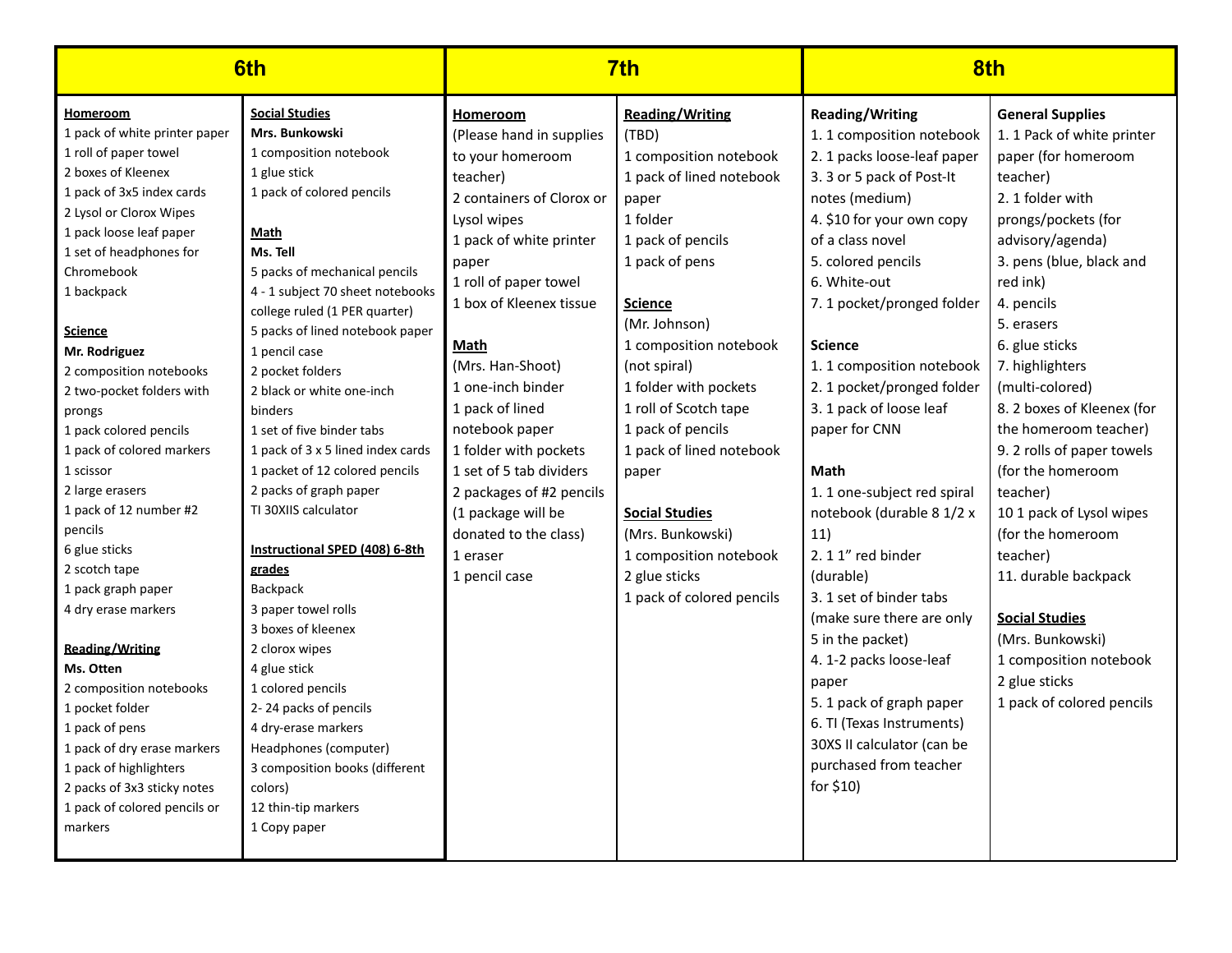## 6th

**Homeroom**

1 pack of white printer paper
1 roll of paper towel
2 boxes of Kleenex
1 pack of 3x5 index cards
2 Lysol or Clorox Wipes
1 pack loose leaf paper
1 set of headphones for Chromebook
1 backpack

**Science**

**Mr. Rodriguez**

2 composition notebooks
2 two-pocket folders with prongs
1 pack colored pencils
1 pack of colored markers
1 scissor
2 large erasers
1 pack of 12 number #2 pencils
6 glue sticks
2 scotch tape
1 pack graph paper
4 dry erase markers

**Reading/Writing**

**Ms. Otten**

2 composition notebooks
1 pocket folder
1 pack of pens
1 pack of dry erase markers
1 pack of highlighters
2 packs of 3x3 sticky notes
1 pack of colored pencils or markers

**Social Studies**

**Mrs. Bunkowski**

1 composition notebook
1 glue stick
1 pack of colored pencils

**Math**

**Ms. Tell**

5 packs of mechanical pencils
4 - 1 subject 70 sheet notebooks college ruled (1 PER quarter)
5 packs of lined notebook paper
1 pencil case
2 pocket folders
2 black or white one-inch binders
1 set of five binder tabs
1 pack of 3 x 5 lined index cards
1 packet of 12 colored pencils
2 packs of graph paper
TI 30XIIS calculator

**Instructional SPED (408) 6-8th grades**

Backpack
3 paper towel rolls
3 boxes of kleenex
2 clorox wipes
4 glue stick
1 colored pencils
2- 24 packs of pencils
4 dry-erase markers
Headphones (computer)
3 composition books (different colors)
12 thin-tip markers
1 Copy paper

## 7th

**Homeroom**

(Please hand in supplies to your homeroom teacher)
2 containers of Clorox or Lysol wipes
1 pack of white printer paper
1 roll of paper towel
1 box of Kleenex tissue

**Math**

(Mrs. Han-Shoot)
1 one-inch binder
1 pack of lined notebook paper
1 folder with pockets
1 set of 5 tab dividers
2 packages of #2 pencils (1 package will be donated to the class)
1 eraser
1 pencil case

**Reading/Writing**

(TBD)
1 composition notebook
1 pack of lined notebook paper
1 folder
1 pack of pencils
1 pack of pens

**Science**

(Mr. Johnson)
1 composition notebook (not spiral)
1 folder with pockets
1 roll of Scotch tape
1 pack of pencils
1 pack of lined notebook paper

**Social Studies**

(Mrs. Bunkowski)
1 composition notebook
2 glue sticks
1 pack of colored pencils

## 8th

**Reading/Writing**

1. 1 composition notebook
2. 1 packs loose-leaf paper
3. 3 or 5 pack of Post-It notes (medium)
4. $10 for your own copy of a class novel
5. colored pencils
6. White-out
7. 1 pocket/pronged folder

**Science**

1. 1 composition notebook
2. 1 pocket/pronged folder
3. 1 pack of loose leaf paper for CNN

**Math**

1. 1 one-subject red spiral notebook (durable 8 1/2 x 11)
2. 1 1" red binder (durable)
3. 1 set of binder tabs (make sure there are only 5 in the packet)
4. 1-2 packs loose-leaf paper
5. 1 pack of graph paper
6. TI (Texas Instruments) 30XS II calculator (can be purchased from teacher for $10)

**General Supplies**

1. 1 Pack of white printer paper (for homeroom teacher)
2. 1 folder with prongs/pockets (for advisory/agenda)
3. pens (blue, black and red ink)
4. pencils
5. erasers
6. glue sticks
7. highlighters (multi-colored)
8. 2 boxes of Kleenex (for the homeroom teacher)
9. 2 rolls of paper towels (for the homeroom teacher)
10 1 pack of Lysol wipes (for the homeroom teacher)
11. durable backpack

**Social Studies**

(Mrs. Bunkowski)
1 composition notebook
2 glue sticks
1 pack of colored pencils